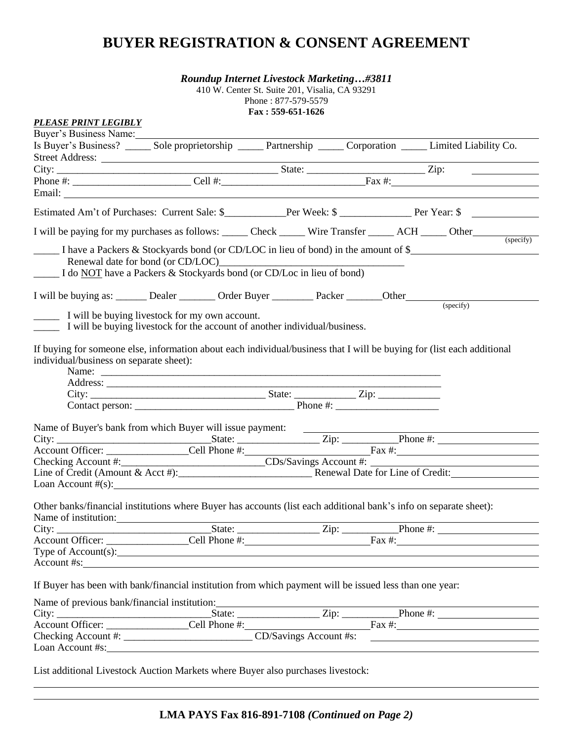# BUYER REGISTRATION & CONSENT AGREEMENT

***Roundup Internet Livestock Marketing…#3811***
410 W. Center St. Suite 201, Visalia, CA 93291
Phone : 877-579-5579
**Fax : 559-651-1626**

***PLEASE PRINT LEGIBLY***

Buyer's Business Name: ____________________

Is Buyer's Business? _____ Sole proprietorship _____ Partnership _____ Corporation _____ Limited Liability Co.

Street Address: ____________________

City: ____________________ State: ____________________ Zip: ____________

Phone #: ____________________ Cell #: ____________________ Fax #: ____________________

Email: ____________________

Estimated Am't of Purchases: Current Sale: $____________ Per Week: $ ______________ Per Year: $ ____________

I will be paying for my purchases as follows: _____ Check _____ Wire Transfer _____ ACH _____ Other ____________ (specify)

_____ I have a Packers & Stockyards bond (or CD/LOC in lieu of bond) in the amount of $____________________
Renewal date for bond (or CD/LOC)____________________

_____ I do NOT have a Packers & Stockyards bond (or CD/Loc in lieu of bond)

I will be buying as: ______ Dealer _______ Order Buyer ________ Packer _______Other ____________________ (specify)

_____ I will be buying livestock for my own account.

_____ I will be buying livestock for the account of another individual/business.

If buying for someone else, information about each individual/business that I will be buying for (list each additional individual/business on separate sheet):

Name: ____________________
Address: ____________________
City: ____________________ State: ____________ Zip: ____________
Contact person: ____________________ Phone #: ____________________

Name of Buyer's bank from which Buyer will issue payment: ____________________
City: ____________________ State: ________________ Zip: ___________ Phone #: ____________________
Account Officer: ________________ Cell Phone #: ____________________ Fax #: ____________________
Checking Account #: ____________________ CDs/Savings Account #: ____________________
Line of Credit (Amount & Acct #): ____________________ Renewal Date for Line of Credit: ____________________
Loan Account #(s): ____________________

Other banks/financial institutions where Buyer has accounts (list each additional bank's info on separate sheet):
Name of institution: ____________________
City: ____________________ State: ________________ Zip: ___________ Phone #: ____________________
Account Officer: ________________ Cell Phone #: ____________________ Fax #: ____________________
Type of Account(s): ____________________
Account #s: ____________________

If Buyer has been with bank/financial institution from which payment will be issued less than one year:

Name of previous bank/financial institution: ____________________
City: ____________________ State: ________________ Zip: ___________ Phone #: ____________________
Account Officer: ________________ Cell Phone #: ____________________ Fax #: ____________________
Checking Account #: ____________________ CD/Savings Account #s: ____________________
Loan Account #s: ____________________

List additional Livestock Auction Markets where Buyer also purchases livestock:

____________________

____________________

**LMA PAYS Fax 816-891-7108 *(Continued on Page 2)***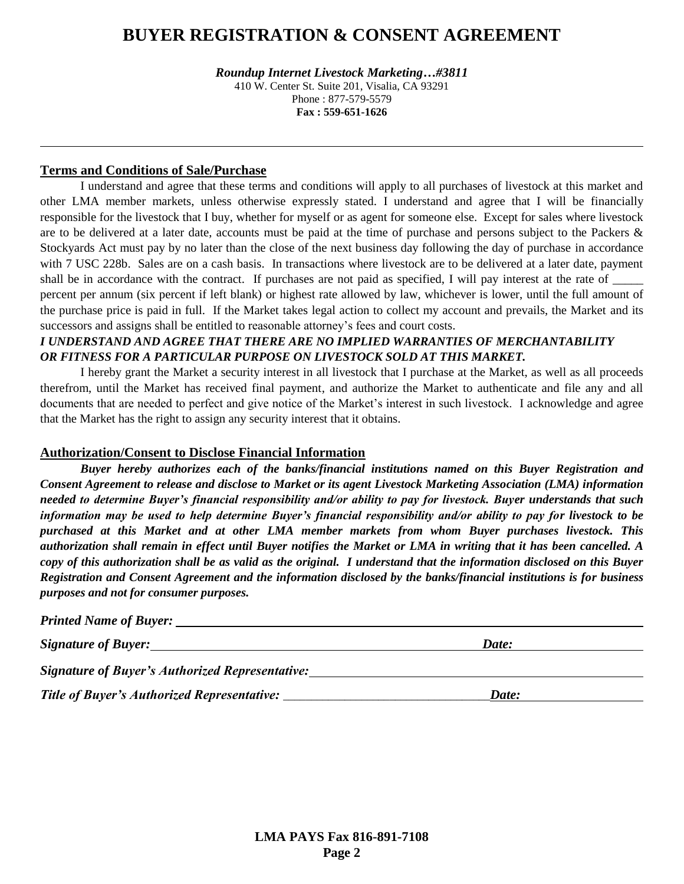# BUYER REGISTRATION & CONSENT AGREEMENT

***Roundup Internet Livestock Marketing…#3811***
410 W. Center St. Suite 201, Visalia, CA 93291
Phone : 877-579-5579
**Fax : 559-651-1626**

---

## Terms and Conditions of Sale/Purchase

I understand and agree that these terms and conditions will apply to all purchases of livestock at this market and other LMA member markets, unless otherwise expressly stated. I understand and agree that I will be financially responsible for the livestock that I buy, whether for myself or as agent for someone else. Except for sales where livestock are to be delivered at a later date, accounts must be paid at the time of purchase and persons subject to the Packers & Stockyards Act must pay by no later than the close of the next business day following the day of purchase in accordance with 7 USC 228b. Sales are on a cash basis. In transactions where livestock are to be delivered at a later date, payment shall be in accordance with the contract. If purchases are not paid as specified, I will pay interest at the rate of _____ percent per annum (six percent if left blank) or highest rate allowed by law, whichever is lower, until the full amount of the purchase price is paid in full. If the Market takes legal action to collect my account and prevails, the Market and its successors and assigns shall be entitled to reasonable attorney's fees and court costs.

***I UNDERSTAND AND AGREE THAT THERE ARE NO IMPLIED WARRANTIES OF MERCHANTABILITY OR FITNESS FOR A PARTICULAR PURPOSE ON LIVESTOCK SOLD AT THIS MARKET.***

I hereby grant the Market a security interest in all livestock that I purchase at the Market, as well as all proceeds therefrom, until the Market has received final payment, and authorize the Market to authenticate and file any and all documents that are needed to perfect and give notice of the Market's interest in such livestock. I acknowledge and agree that the Market has the right to assign any security interest that it obtains.

## Authorization/Consent to Disclose Financial Information

***Buyer hereby authorizes each of the banks/financial institutions named on this Buyer Registration and Consent Agreement to release and disclose to Market or its agent Livestock Marketing Association (LMA) information needed to determine Buyer's financial responsibility and/or ability to pay for livestock. Buyer understands that such information may be used to help determine Buyer's financial responsibility and/or ability to pay for livestock to be purchased at this Market and at other LMA member markets from whom Buyer purchases livestock. This authorization shall remain in effect until Buyer notifies the Market or LMA in writing that it has been cancelled. A copy of this authorization shall be as valid as the original. I understand that the information disclosed on this Buyer Registration and Consent Agreement and the information disclosed by the banks/financial institutions is for business purposes and not for consumer purposes.***

***Printed Name of Buyer:*** ________________________________________________

***Signature of Buyer:*** ______________________________________ ***Date:*** ______________

***Signature of Buyer's Authorized Representative:*** ________________________________

***Title of Buyer's Authorized Representative:*** _______________________________ ***Date:*** ______________

**LMA PAYS Fax 816-891-7108**